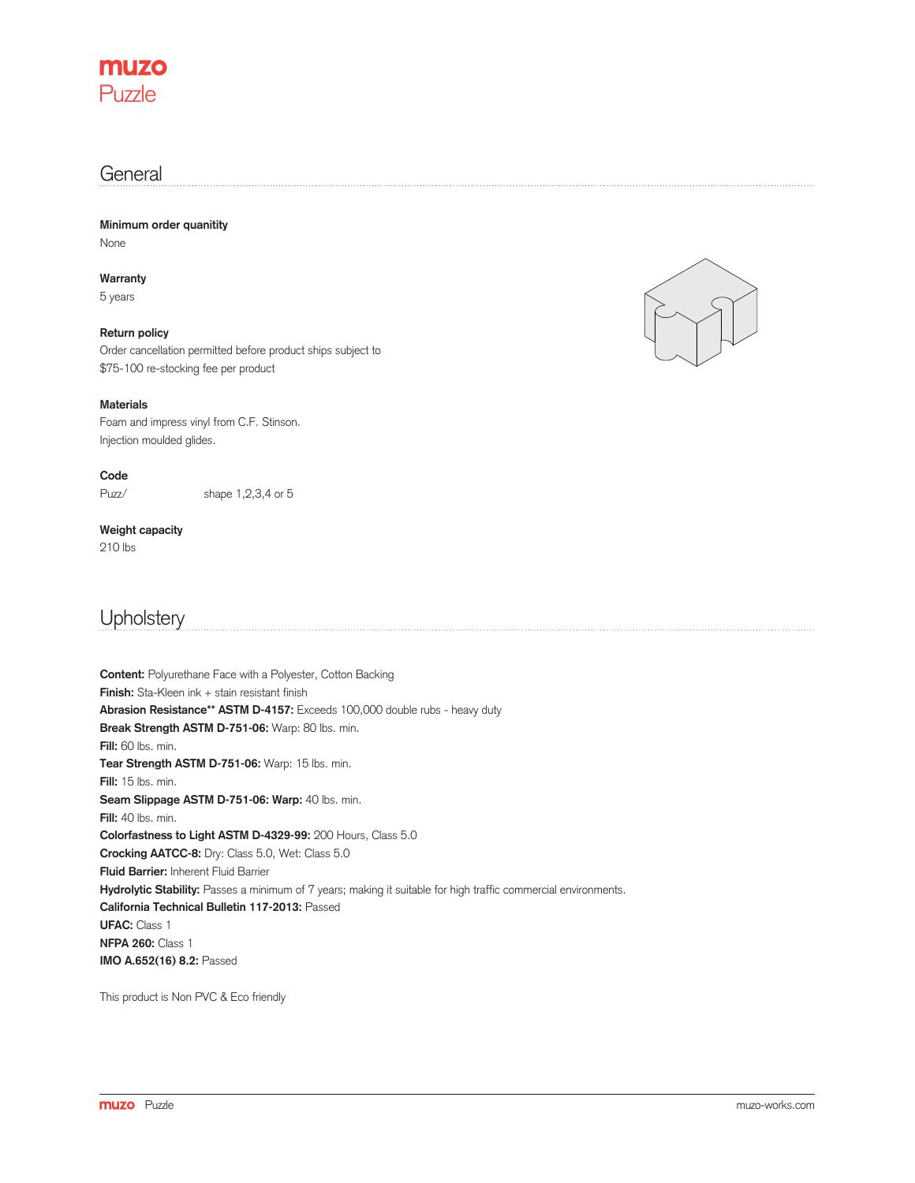# muzo
# Puzzle

## General

**Minimum order quanitity**
None

**Warranty**
5 years

**Return policy**
Order cancellation permitted before product ships subject to $75-100 re-stocking fee per product

**Materials**
Foam and impress vinyl from C.F. Stinson.
Injection moulded glides.

**Code**
Puzz/ shape 1,2,3,4 or 5

**Weight capacity**
210 lbs

## Upholstery

**Content:** Polyurethane Face with a Polyester, Cotton Backing
**Finish:** Sta-Kleen ink + stain resistant finish
**Abrasion Resistance** ASTM D-4157:** Exceeds 100,000 double rubs - heavy duty
**Break Strength ASTM D-751-06:** Warp: 80 lbs. min.
**Fill:** 60 lbs. min.
**Tear Strength ASTM D-751-06:** Warp: 15 lbs. min.
**Fill:** 15 lbs. min.
**Seam Slippage ASTM D-751-06: Warp:** 40 lbs. min.
**Fill:** 40 lbs. min.
**Colorfastness to Light ASTM D-4329-99:** 200 Hours, Class 5.0
**Crocking AATCC-8:** Dry: Class 5.0, Wet: Class 5.0
**Fluid Barrier:** Inherent Fluid Barrier
**Hydrolytic Stability:** Passes a minimum of 7 years; making it suitable for high traffic commercial environments.
**California Technical Bulletin 117-2013:** Passed
**UFAC:** Class 1
**NFPA 260:** Class 1
**IMO A.652(16) 8.2:** Passed

This product is Non PVC & Eco friendly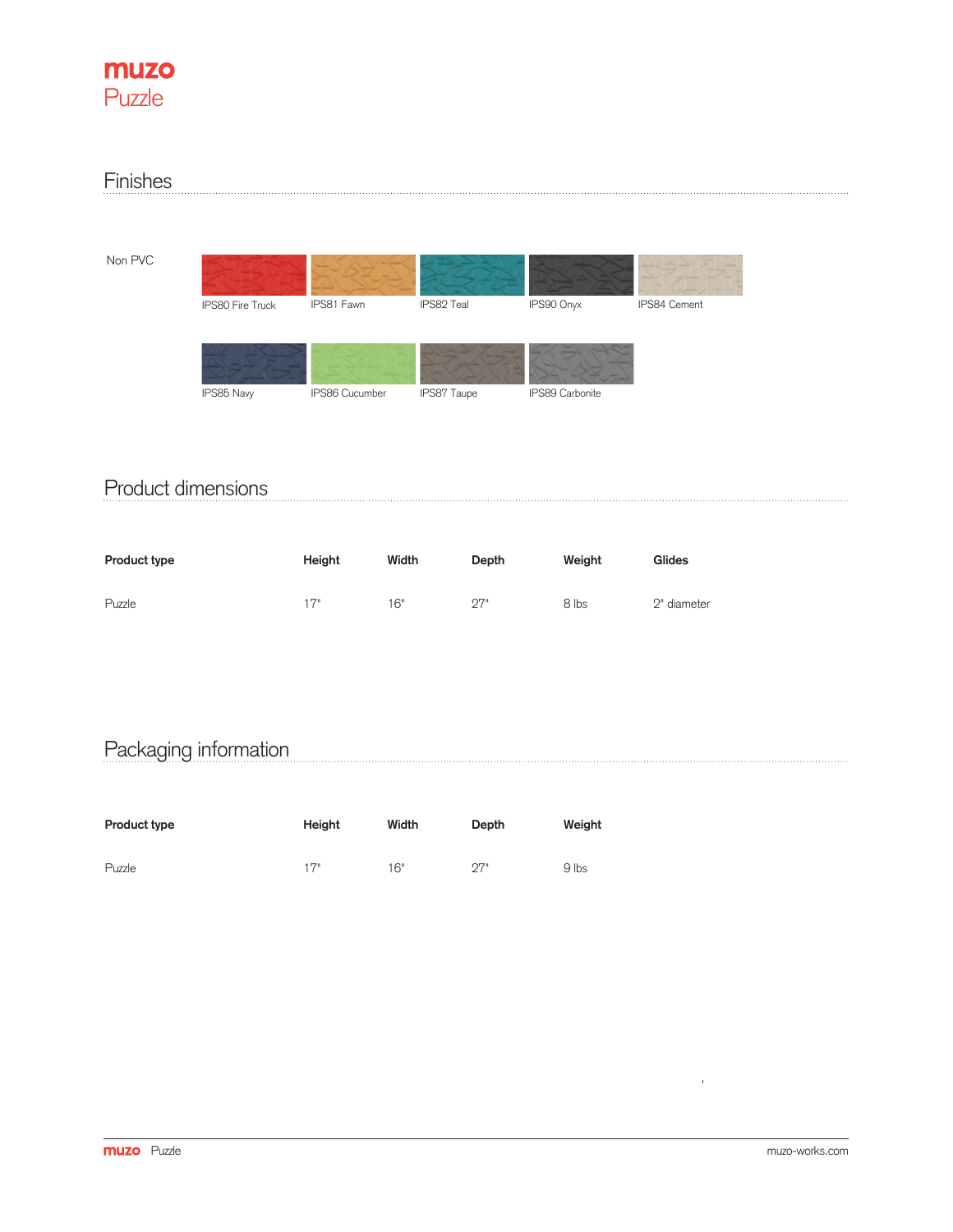# muzo
## Puzzle

## Finishes

Non PVC

IPS80 Fire Truck
IPS81 Fawn
IPS82 Teal
IPS90 Onyx
IPS84 Cement
IPS85 Navy
IPS86 Cucumber
IPS87 Taupe
IPS89 Carbonite

## Product dimensions

| Product type | Height | Width | Depth | Weight | Glides |
|---|---|---|---|---|---|
| Puzzle | 17" | 16" | 27" | 8 lbs | 2" diameter |

## Packaging information

| Product type | Height | Width | Depth | Weight |
|---|---|---|---|---|
| Puzzle | 17" | 16" | 27" | 9 lbs |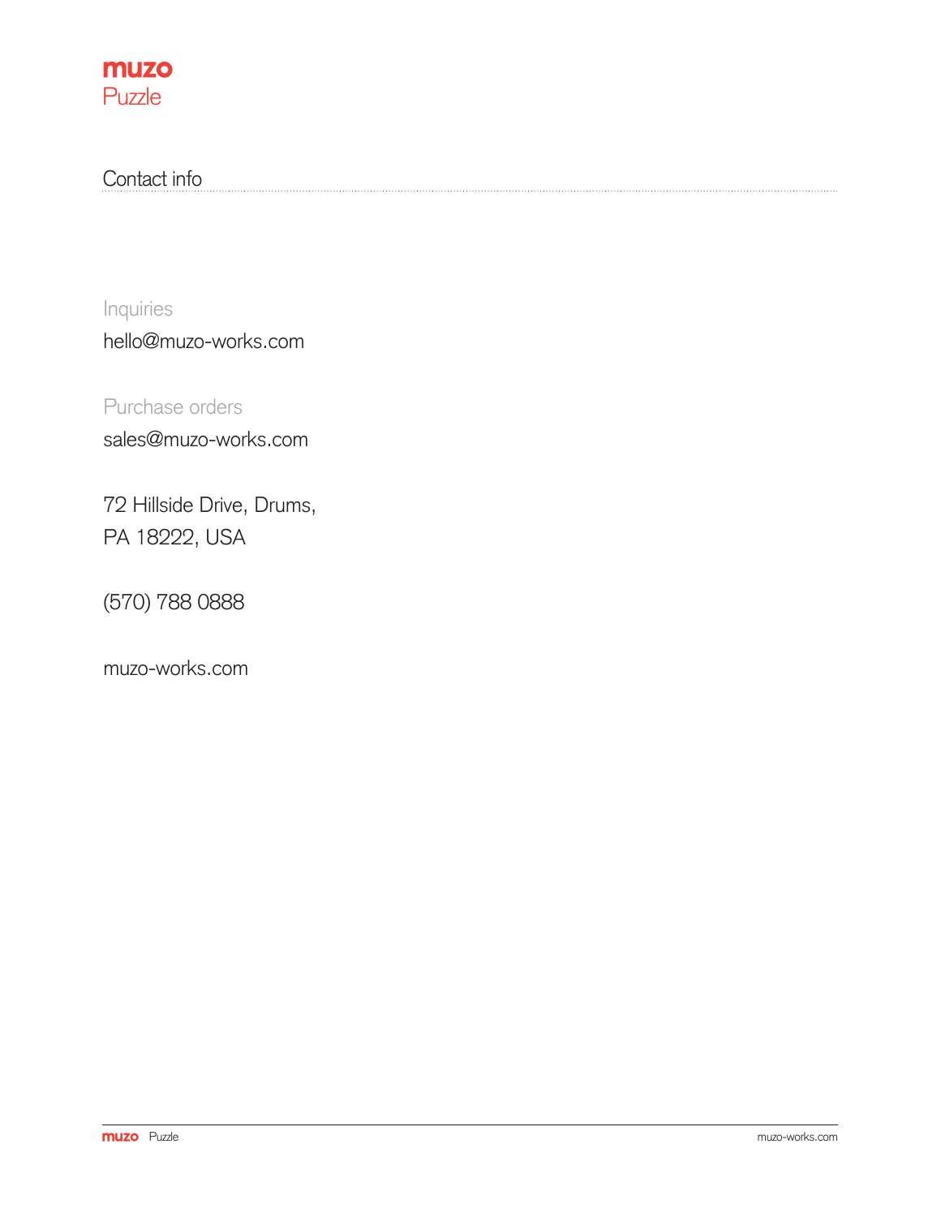**muzo**
Puzzle

## Contact info

Inquiries
hello@muzo-works.com

Purchase orders
sales@muzo-works.com

72 Hillside Drive, Drums,
PA 18222, USA

(570) 788 0888

muzo-works.com